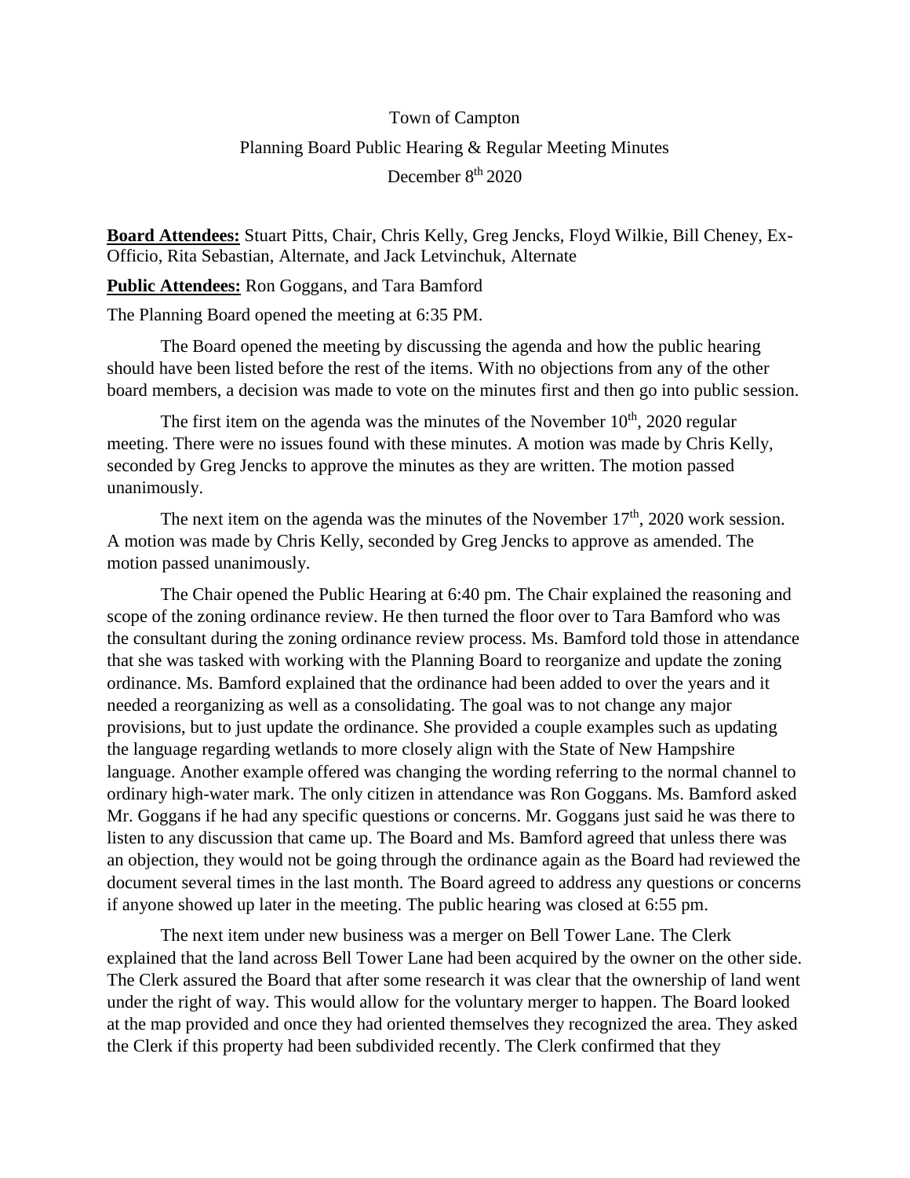Town of Campton

Planning Board Public Hearing & Regular Meeting Minutes

December 8th 2020

**Board Attendees:** Stuart Pitts, Chair, Chris Kelly, Greg Jencks, Floyd Wilkie, Bill Cheney, Ex-Officio, Rita Sebastian, Alternate, and Jack Letvinchuk, Alternate

**Public Attendees:** Ron Goggans, and Tara Bamford

The Planning Board opened the meeting at 6:35 PM.

The Board opened the meeting by discussing the agenda and how the public hearing should have been listed before the rest of the items. With no objections from any of the other board members, a decision was made to vote on the minutes first and then go into public session.

The first item on the agenda was the minutes of the November 10th, 2020 regular meeting. There were no issues found with these minutes. A motion was made by Chris Kelly, seconded by Greg Jencks to approve the minutes as they are written. The motion passed unanimously.

The next item on the agenda was the minutes of the November 17th, 2020 work session. A motion was made by Chris Kelly, seconded by Greg Jencks to approve as amended. The motion passed unanimously.

The Chair opened the Public Hearing at 6:40 pm. The Chair explained the reasoning and scope of the zoning ordinance review. He then turned the floor over to Tara Bamford who was the consultant during the zoning ordinance review process. Ms. Bamford told those in attendance that she was tasked with working with the Planning Board to reorganize and update the zoning ordinance. Ms. Bamford explained that the ordinance had been added to over the years and it needed a reorganizing as well as a consolidating. The goal was to not change any major provisions, but to just update the ordinance. She provided a couple examples such as updating the language regarding wetlands to more closely align with the State of New Hampshire language. Another example offered was changing the wording referring to the normal channel to ordinary high-water mark. The only citizen in attendance was Ron Goggans. Ms. Bamford asked Mr. Goggans if he had any specific questions or concerns. Mr. Goggans just said he was there to listen to any discussion that came up. The Board and Ms. Bamford agreed that unless there was an objection, they would not be going through the ordinance again as the Board had reviewed the document several times in the last month. The Board agreed to address any questions or concerns if anyone showed up later in the meeting. The public hearing was closed at 6:55 pm.

The next item under new business was a merger on Bell Tower Lane. The Clerk explained that the land across Bell Tower Lane had been acquired by the owner on the other side. The Clerk assured the Board that after some research it was clear that the ownership of land went under the right of way. This would allow for the voluntary merger to happen. The Board looked at the map provided and once they had oriented themselves they recognized the area. They asked the Clerk if this property had been subdivided recently. The Clerk confirmed that they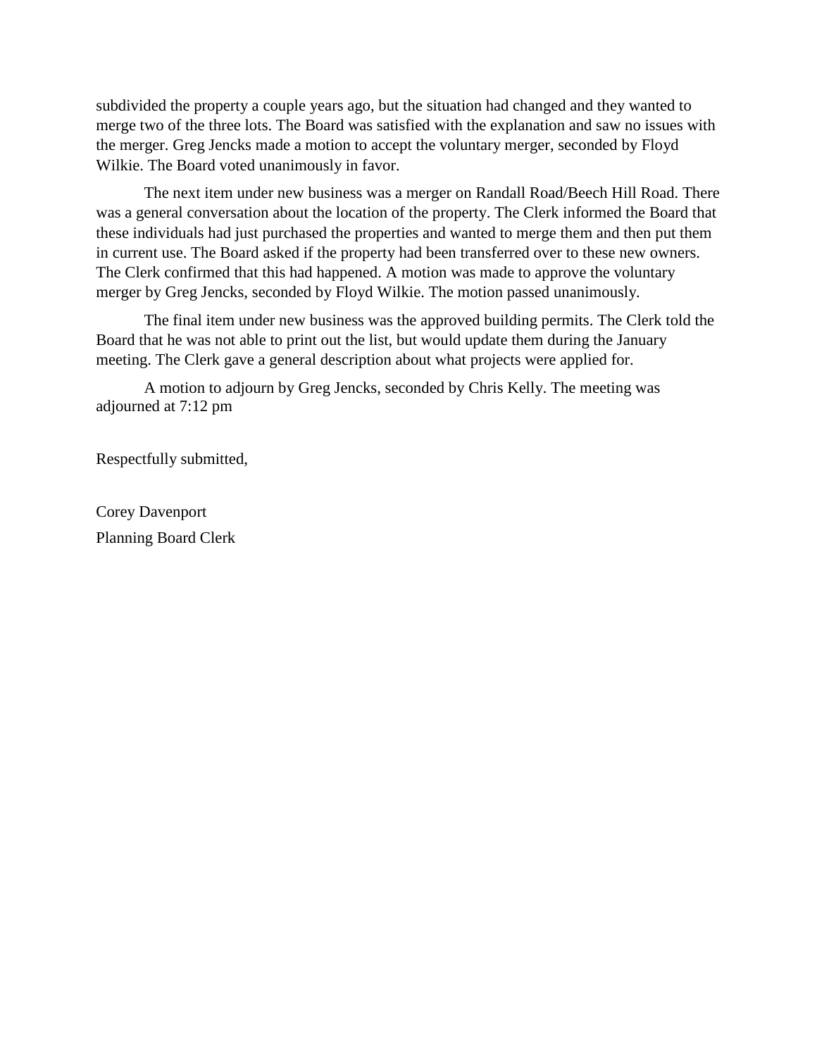subdivided the property a couple years ago, but the situation had changed and they wanted to merge two of the three lots. The Board was satisfied with the explanation and saw no issues with the merger. Greg Jencks made a motion to accept the voluntary merger, seconded by Floyd Wilkie. The Board voted unanimously in favor.

The next item under new business was a merger on Randall Road/Beech Hill Road. There was a general conversation about the location of the property. The Clerk informed the Board that these individuals had just purchased the properties and wanted to merge them and then put them in current use. The Board asked if the property had been transferred over to these new owners. The Clerk confirmed that this had happened. A motion was made to approve the voluntary merger by Greg Jencks, seconded by Floyd Wilkie. The motion passed unanimously.

The final item under new business was the approved building permits. The Clerk told the Board that he was not able to print out the list, but would update them during the January meeting. The Clerk gave a general description about what projects were applied for.

A motion to adjourn by Greg Jencks, seconded by Chris Kelly. The meeting was adjourned at 7:12 pm

Respectfully submitted,

Corey Davenport  
Planning Board Clerk